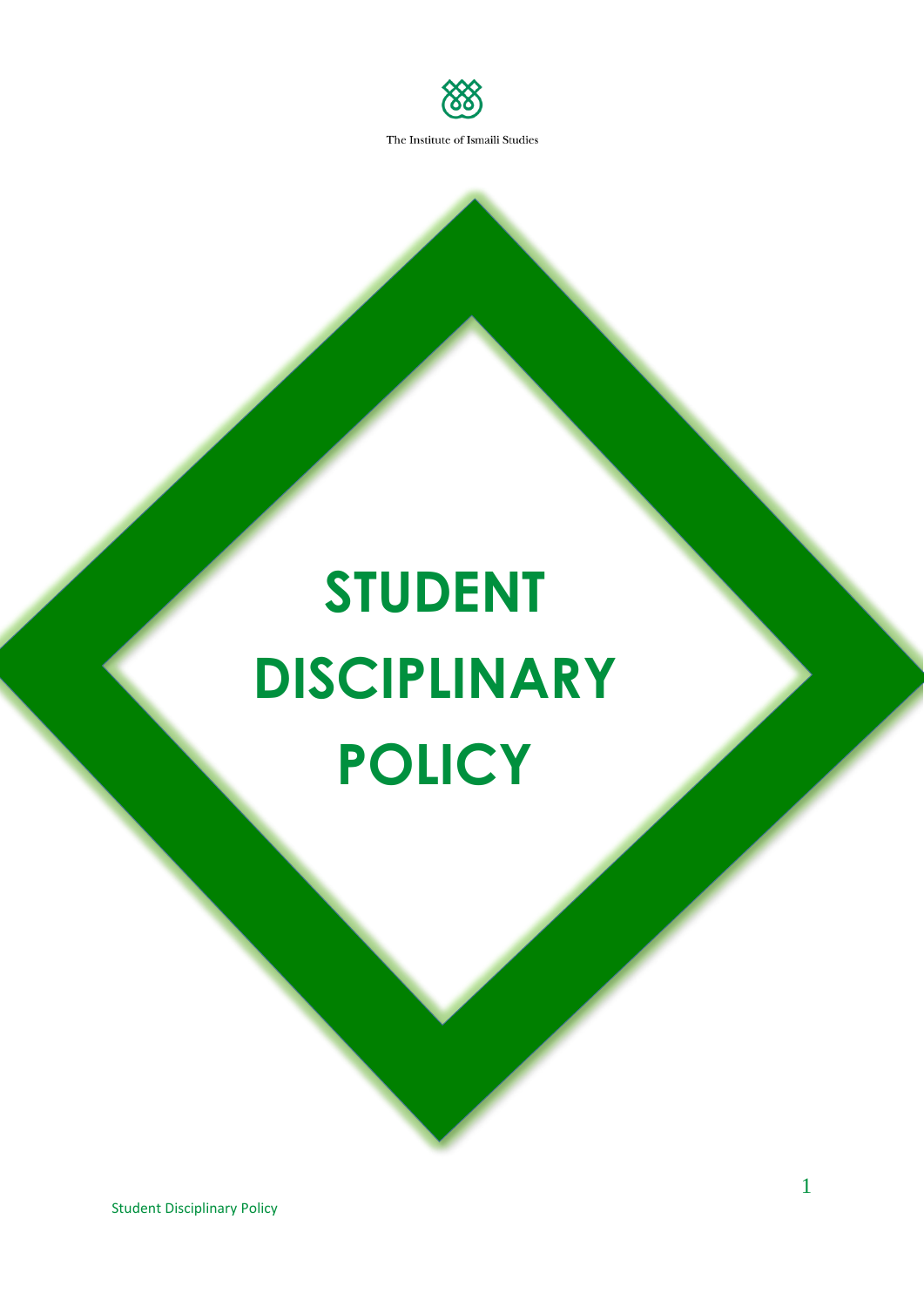The Institute of Ismaili Studies

# STUDENT DISCIPLINARY POLICY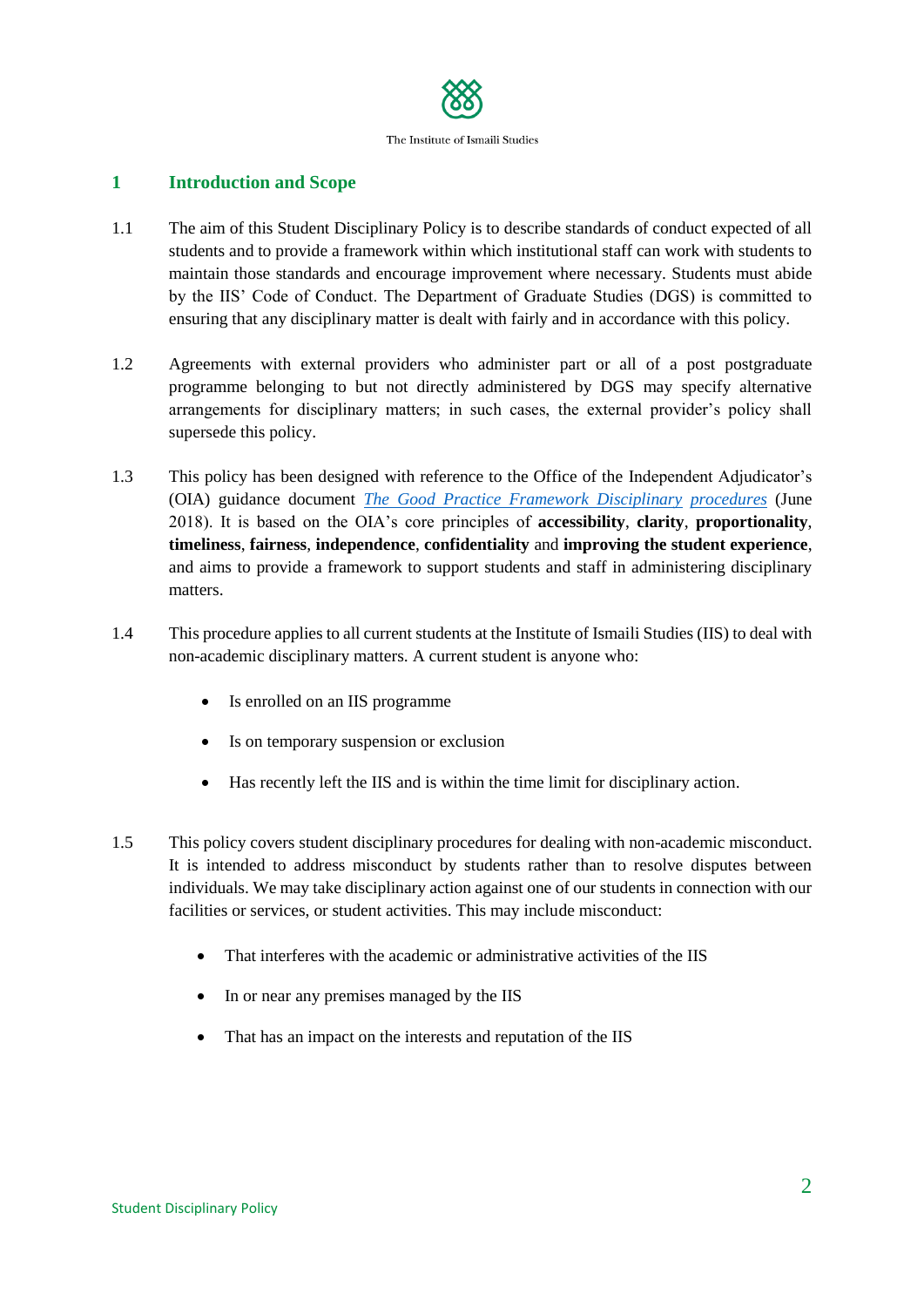## 1 Introduction and Scope

1.1 The aim of this Student Disciplinary Policy is to describe standards of conduct expected of all students and to provide a framework within which institutional staff can work with students to maintain those standards and encourage improvement where necessary. Students must abide by the IIS' Code of Conduct. The Department of Graduate Studies (DGS) is committed to ensuring that any disciplinary matter is dealt with fairly and in accordance with this policy.

1.2 Agreements with external providers who administer part or all of a post postgraduate programme belonging to but not directly administered by DGS may specify alternative arrangements for disciplinary matters; in such cases, the external provider's policy shall supersede this policy.

1.3 This policy has been designed with reference to the Office of the Independent Adjudicator's (OIA) guidance document *The Good Practice Framework Disciplinary procedures* (June 2018). It is based on the OIA's core principles of **accessibility**, **clarity**, **proportionality**, **timeliness**, **fairness**, **independence**, **confidentiality** and **improving the student experience**, and aims to provide a framework to support students and staff in administering disciplinary matters.

1.4 This procedure applies to all current students at the Institute of Ismaili Studies (IIS) to deal with non-academic disciplinary matters. A current student is anyone who:

- Is enrolled on an IIS programme
- Is on temporary suspension or exclusion
- Has recently left the IIS and is within the time limit for disciplinary action.

1.5 This policy covers student disciplinary procedures for dealing with non-academic misconduct. It is intended to address misconduct by students rather than to resolve disputes between individuals. We may take disciplinary action against one of our students in connection with our facilities or services, or student activities. This may include misconduct:

- That interferes with the academic or administrative activities of the IIS
- In or near any premises managed by the IIS
- That has an impact on the interests and reputation of the IIS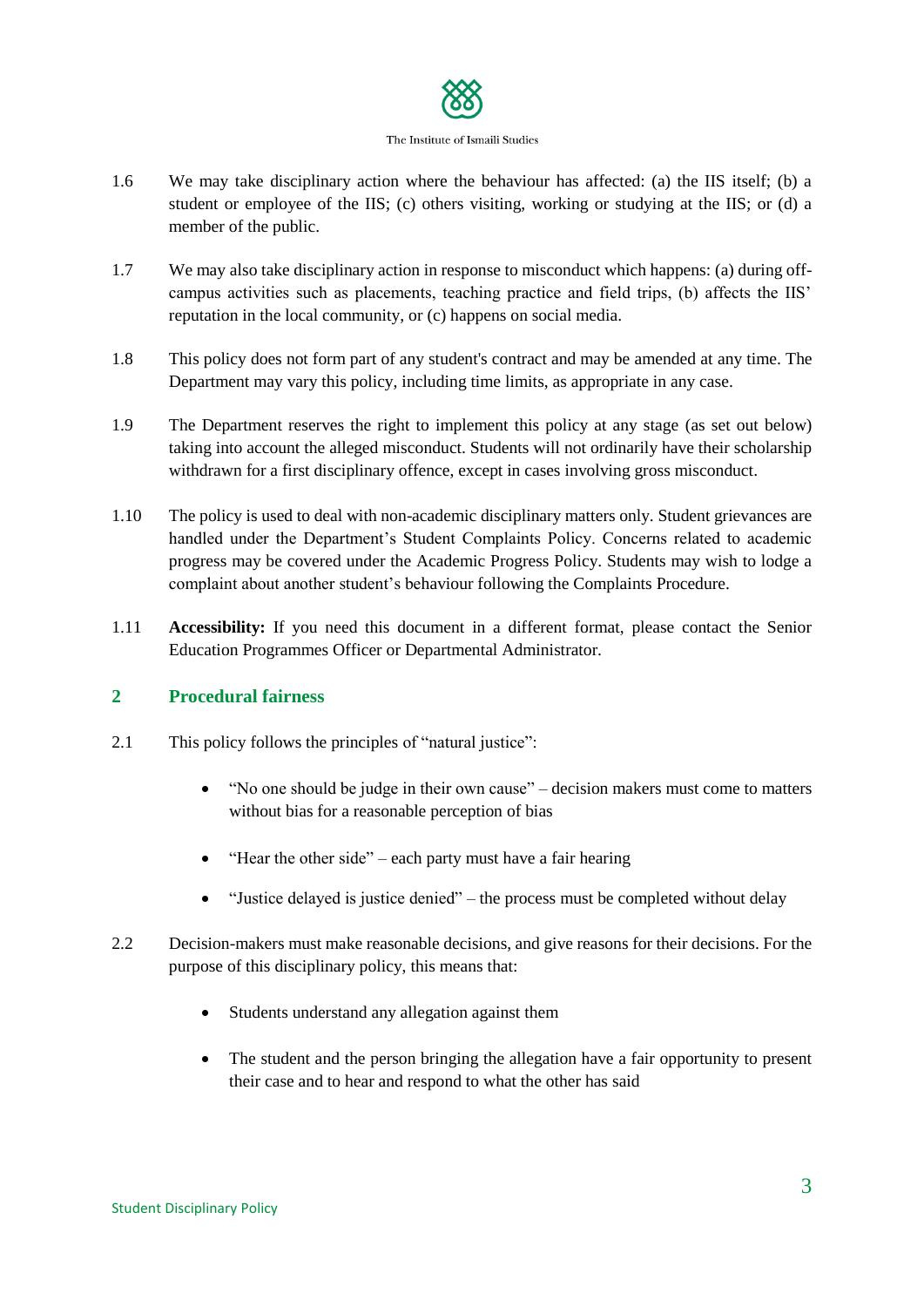1.6 We may take disciplinary action where the behaviour has affected: (a) the IIS itself; (b) a student or employee of the IIS; (c) others visiting, working or studying at the IIS; or (d) a member of the public.

1.7 We may also take disciplinary action in response to misconduct which happens: (a) during off-campus activities such as placements, teaching practice and field trips, (b) affects the IIS' reputation in the local community, or (c) happens on social media.

1.8 This policy does not form part of any student's contract and may be amended at any time. The Department may vary this policy, including time limits, as appropriate in any case.

1.9 The Department reserves the right to implement this policy at any stage (as set out below) taking into account the alleged misconduct. Students will not ordinarily have their scholarship withdrawn for a first disciplinary offence, except in cases involving gross misconduct.

1.10 The policy is used to deal with non-academic disciplinary matters only. Student grievances are handled under the Department's Student Complaints Policy. Concerns related to academic progress may be covered under the Academic Progress Policy. Students may wish to lodge a complaint about another student's behaviour following the Complaints Procedure.

1.11 **Accessibility:** If you need this document in a different format, please contact the Senior Education Programmes Officer or Departmental Administrator.

## 2 Procedural fairness

2.1 This policy follows the principles of "natural justice":

- "No one should be judge in their own cause" – decision makers must come to matters without bias for a reasonable perception of bias
- "Hear the other side" – each party must have a fair hearing
- "Justice delayed is justice denied" – the process must be completed without delay

2.2 Decision-makers must make reasonable decisions, and give reasons for their decisions. For the purpose of this disciplinary policy, this means that:

- Students understand any allegation against them
- The student and the person bringing the allegation have a fair opportunity to present their case and to hear and respond to what the other has said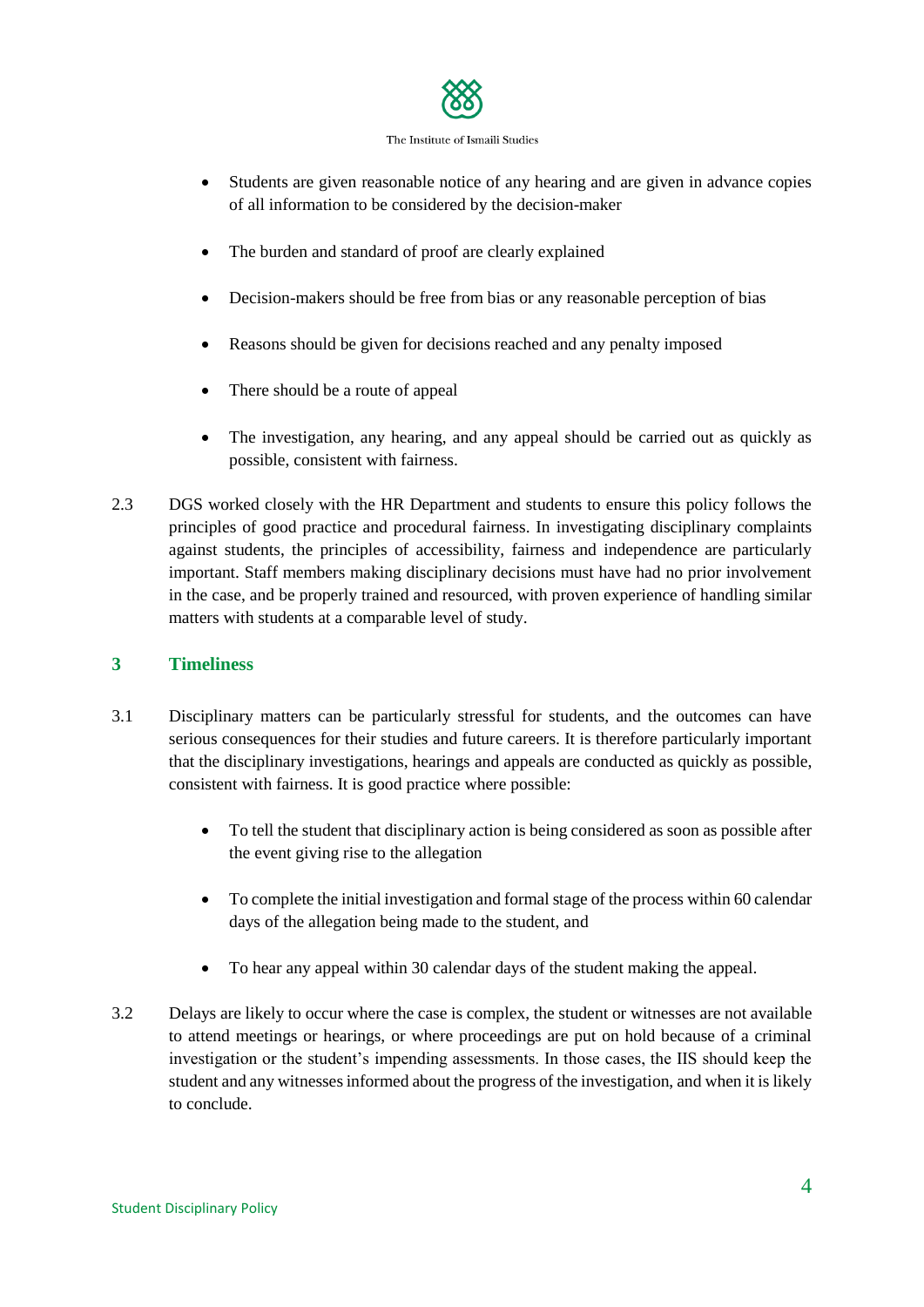- Students are given reasonable notice of any hearing and are given in advance copies of all information to be considered by the decision-maker

- The burden and standard of proof are clearly explained

- Decision-makers should be free from bias or any reasonable perception of bias

- Reasons should be given for decisions reached and any penalty imposed

- There should be a route of appeal

- The investigation, any hearing, and any appeal should be carried out as quickly as possible, consistent with fairness.

2.3 DGS worked closely with the HR Department and students to ensure this policy follows the principles of good practice and procedural fairness. In investigating disciplinary complaints against students, the principles of accessibility, fairness and independence are particularly important. Staff members making disciplinary decisions must have had no prior involvement in the case, and be properly trained and resourced, with proven experience of handling similar matters with students at a comparable level of study.

## 3 Timeliness

3.1 Disciplinary matters can be particularly stressful for students, and the outcomes can have serious consequences for their studies and future careers. It is therefore particularly important that the disciplinary investigations, hearings and appeals are conducted as quickly as possible, consistent with fairness. It is good practice where possible:

- To tell the student that disciplinary action is being considered as soon as possible after the event giving rise to the allegation

- To complete the initial investigation and formal stage of the process within 60 calendar days of the allegation being made to the student, and

- To hear any appeal within 30 calendar days of the student making the appeal.

3.2 Delays are likely to occur where the case is complex, the student or witnesses are not available to attend meetings or hearings, or where proceedings are put on hold because of a criminal investigation or the student's impending assessments. In those cases, the IIS should keep the student and any witnesses informed about the progress of the investigation, and when it is likely to conclude.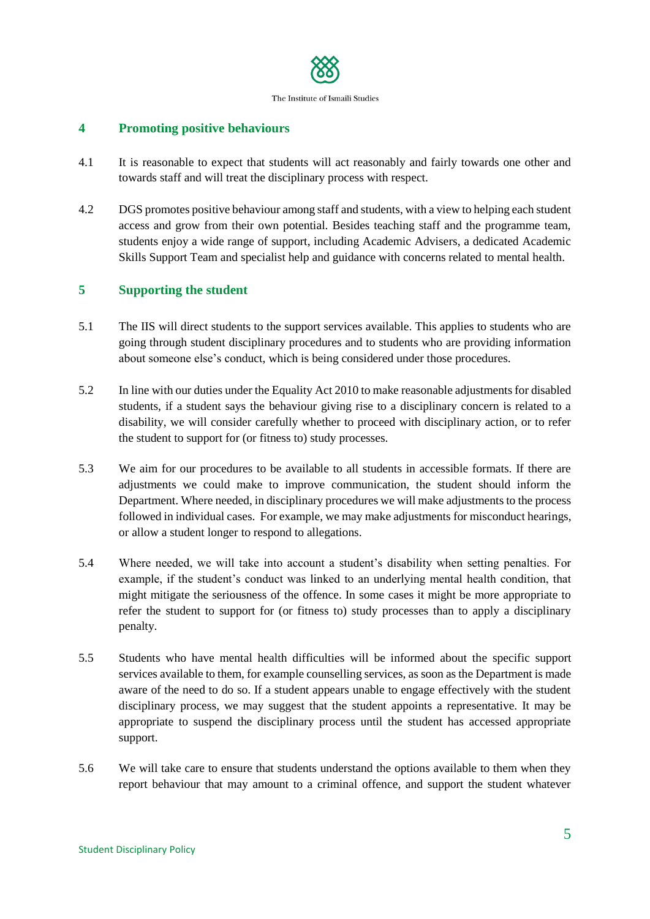## 4 Promoting positive behaviours

4.1 It is reasonable to expect that students will act reasonably and fairly towards one other and towards staff and will treat the disciplinary process with respect.

4.2 DGS promotes positive behaviour among staff and students, with a view to helping each student access and grow from their own potential. Besides teaching staff and the programme team, students enjoy a wide range of support, including Academic Advisers, a dedicated Academic Skills Support Team and specialist help and guidance with concerns related to mental health.

## 5 Supporting the student

5.1 The IIS will direct students to the support services available. This applies to students who are going through student disciplinary procedures and to students who are providing information about someone else's conduct, which is being considered under those procedures.

5.2 In line with our duties under the Equality Act 2010 to make reasonable adjustments for disabled students, if a student says the behaviour giving rise to a disciplinary concern is related to a disability, we will consider carefully whether to proceed with disciplinary action, or to refer the student to support for (or fitness to) study processes.

5.3 We aim for our procedures to be available to all students in accessible formats. If there are adjustments we could make to improve communication, the student should inform the Department. Where needed, in disciplinary procedures we will make adjustments to the process followed in individual cases. For example, we may make adjustments for misconduct hearings, or allow a student longer to respond to allegations.

5.4 Where needed, we will take into account a student's disability when setting penalties. For example, if the student's conduct was linked to an underlying mental health condition, that might mitigate the seriousness of the offence. In some cases it might be more appropriate to refer the student to support for (or fitness to) study processes than to apply a disciplinary penalty.

5.5 Students who have mental health difficulties will be informed about the specific support services available to them, for example counselling services, as soon as the Department is made aware of the need to do so. If a student appears unable to engage effectively with the student disciplinary process, we may suggest that the student appoints a representative. It may be appropriate to suspend the disciplinary process until the student has accessed appropriate support.

5.6 We will take care to ensure that students understand the options available to them when they report behaviour that may amount to a criminal offence, and support the student whatever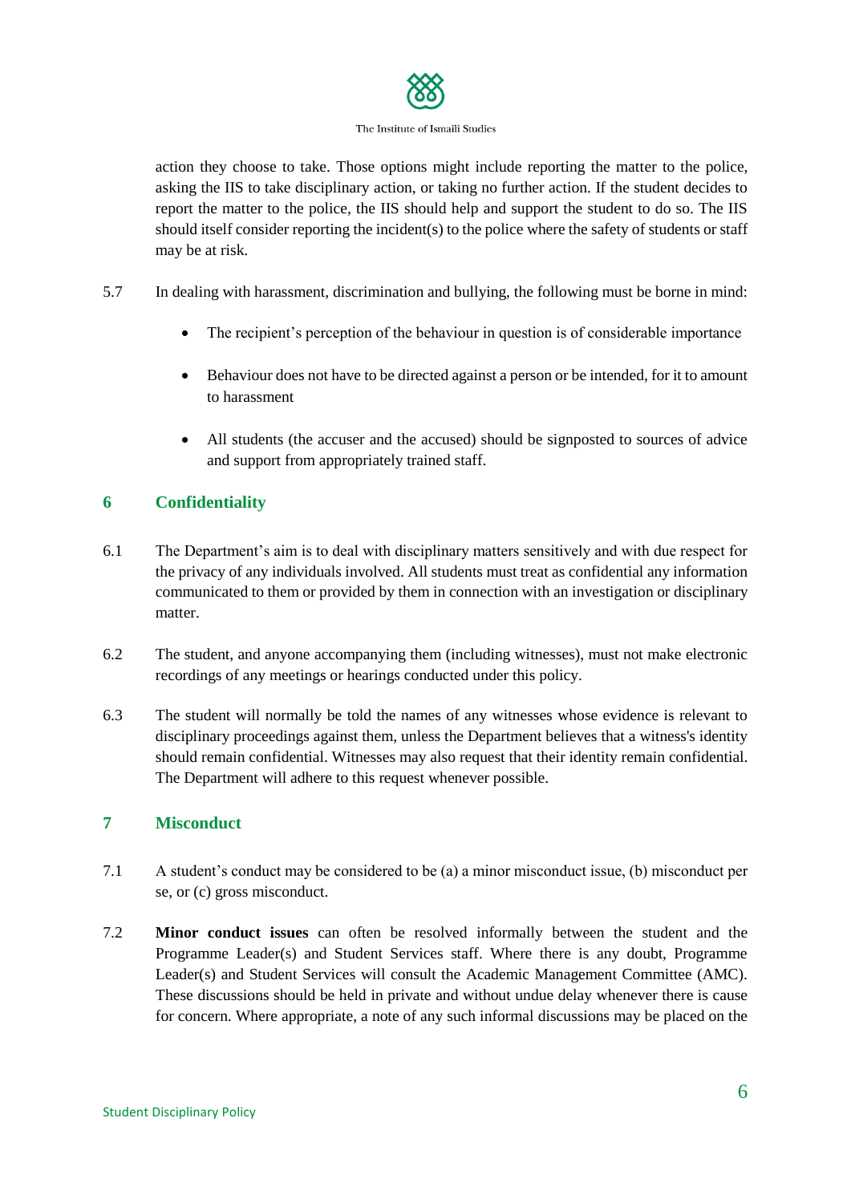action they choose to take. Those options might include reporting the matter to the police, asking the IIS to take disciplinary action, or taking no further action. If the student decides to report the matter to the police, the IIS should help and support the student to do so. The IIS should itself consider reporting the incident(s) to the police where the safety of students or staff may be at risk.

5.7 In dealing with harassment, discrimination and bullying, the following must be borne in mind:

- The recipient's perception of the behaviour in question is of considerable importance
- Behaviour does not have to be directed against a person or be intended, for it to amount to harassment
- All students (the accuser and the accused) should be signposted to sources of advice and support from appropriately trained staff.

## 6 Confidentiality

6.1 The Department's aim is to deal with disciplinary matters sensitively and with due respect for the privacy of any individuals involved. All students must treat as confidential any information communicated to them or provided by them in connection with an investigation or disciplinary matter.

6.2 The student, and anyone accompanying them (including witnesses), must not make electronic recordings of any meetings or hearings conducted under this policy.

6.3 The student will normally be told the names of any witnesses whose evidence is relevant to disciplinary proceedings against them, unless the Department believes that a witness's identity should remain confidential. Witnesses may also request that their identity remain confidential. The Department will adhere to this request whenever possible.

## 7 Misconduct

7.1 A student's conduct may be considered to be (a) a minor misconduct issue, (b) misconduct per se, or (c) gross misconduct.

7.2 **Minor conduct issues** can often be resolved informally between the student and the Programme Leader(s) and Student Services staff. Where there is any doubt, Programme Leader(s) and Student Services will consult the Academic Management Committee (AMC). These discussions should be held in private and without undue delay whenever there is cause for concern. Where appropriate, a note of any such informal discussions may be placed on the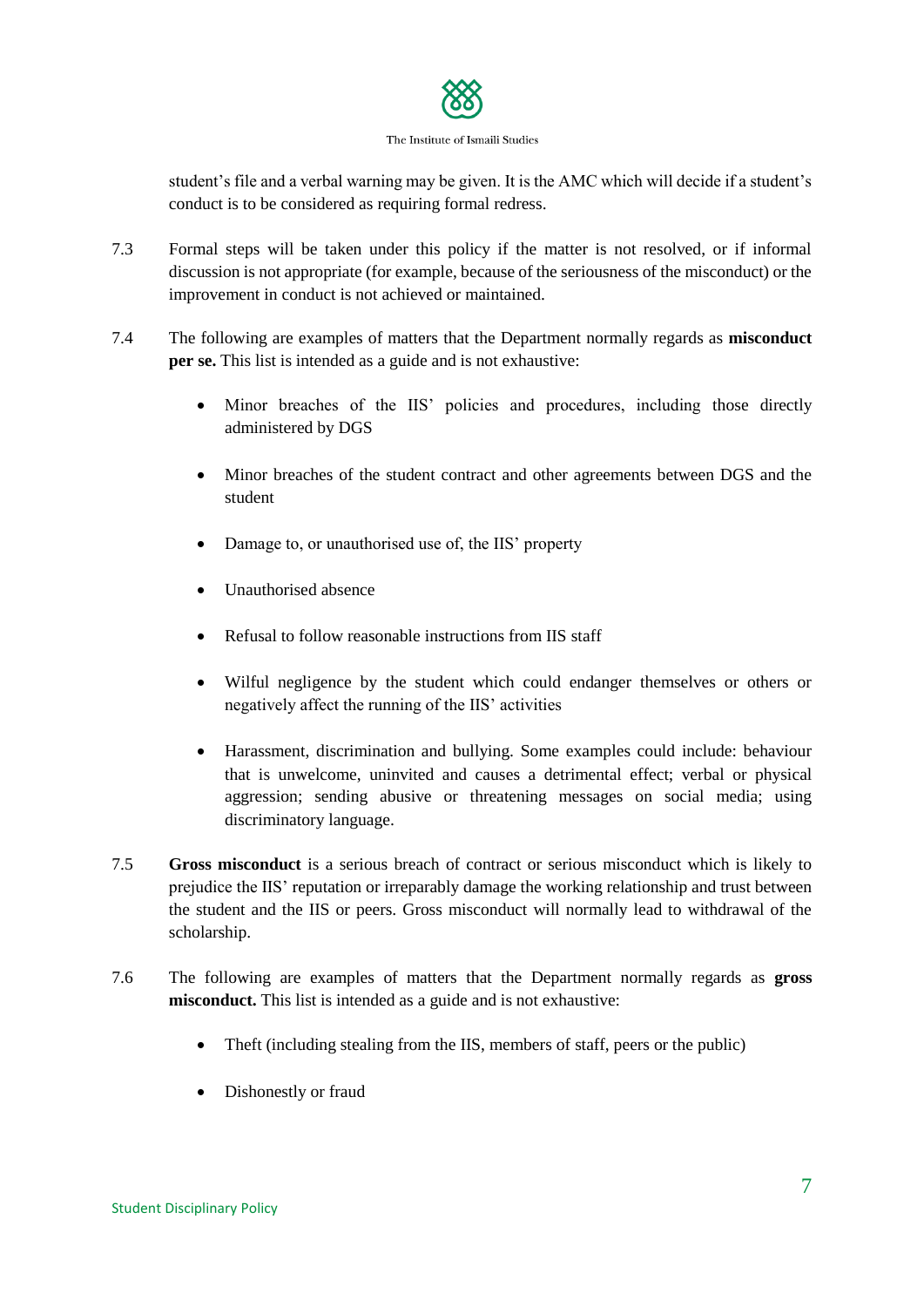student's file and a verbal warning may be given. It is the AMC which will decide if a student's conduct is to be considered as requiring formal redress.

7.3 Formal steps will be taken under this policy if the matter is not resolved, or if informal discussion is not appropriate (for example, because of the seriousness of the misconduct) or the improvement in conduct is not achieved or maintained.

7.4 The following are examples of matters that the Department normally regards as **misconduct per se.** This list is intended as a guide and is not exhaustive:

- Minor breaches of the IIS' policies and procedures, including those directly administered by DGS
- Minor breaches of the student contract and other agreements between DGS and the student
- Damage to, or unauthorised use of, the IIS' property
- Unauthorised absence
- Refusal to follow reasonable instructions from IIS staff
- Wilful negligence by the student which could endanger themselves or others or negatively affect the running of the IIS' activities
- Harassment, discrimination and bullying. Some examples could include: behaviour that is unwelcome, uninvited and causes a detrimental effect; verbal or physical aggression; sending abusive or threatening messages on social media; using discriminatory language.

7.5 **Gross misconduct** is a serious breach of contract or serious misconduct which is likely to prejudice the IIS' reputation or irreparably damage the working relationship and trust between the student and the IIS or peers. Gross misconduct will normally lead to withdrawal of the scholarship.

7.6 The following are examples of matters that the Department normally regards as **gross misconduct.** This list is intended as a guide and is not exhaustive:

- Theft (including stealing from the IIS, members of staff, peers or the public)
- Dishonestly or fraud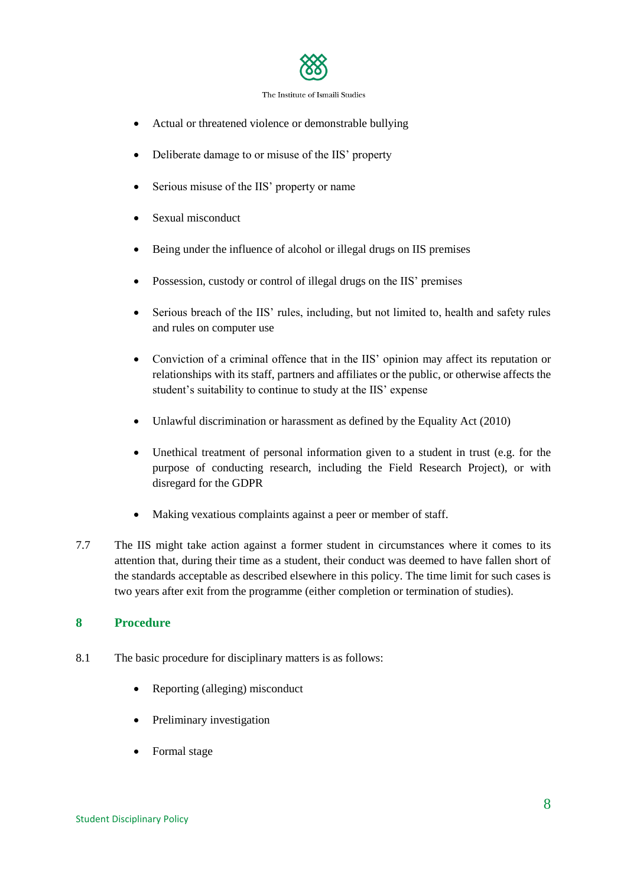- Actual or threatened violence or demonstrable bullying
- Deliberate damage to or misuse of the IIS' property
- Serious misuse of the IIS' property or name
- Sexual misconduct
- Being under the influence of alcohol or illegal drugs on IIS premises
- Possession, custody or control of illegal drugs on the IIS' premises
- Serious breach of the IIS' rules, including, but not limited to, health and safety rules and rules on computer use
- Conviction of a criminal offence that in the IIS' opinion may affect its reputation or relationships with its staff, partners and affiliates or the public, or otherwise affects the student's suitability to continue to study at the IIS' expense
- Unlawful discrimination or harassment as defined by the Equality Act (2010)
- Unethical treatment of personal information given to a student in trust (e.g. for the purpose of conducting research, including the Field Research Project), or with disregard for the GDPR
- Making vexatious complaints against a peer or member of staff.

7.7 The IIS might take action against a former student in circumstances where it comes to its attention that, during their time as a student, their conduct was deemed to have fallen short of the standards acceptable as described elsewhere in this policy. The time limit for such cases is two years after exit from the programme (either completion or termination of studies).

## 8 Procedure

8.1 The basic procedure for disciplinary matters is as follows:

- Reporting (alleging) misconduct
- Preliminary investigation
- Formal stage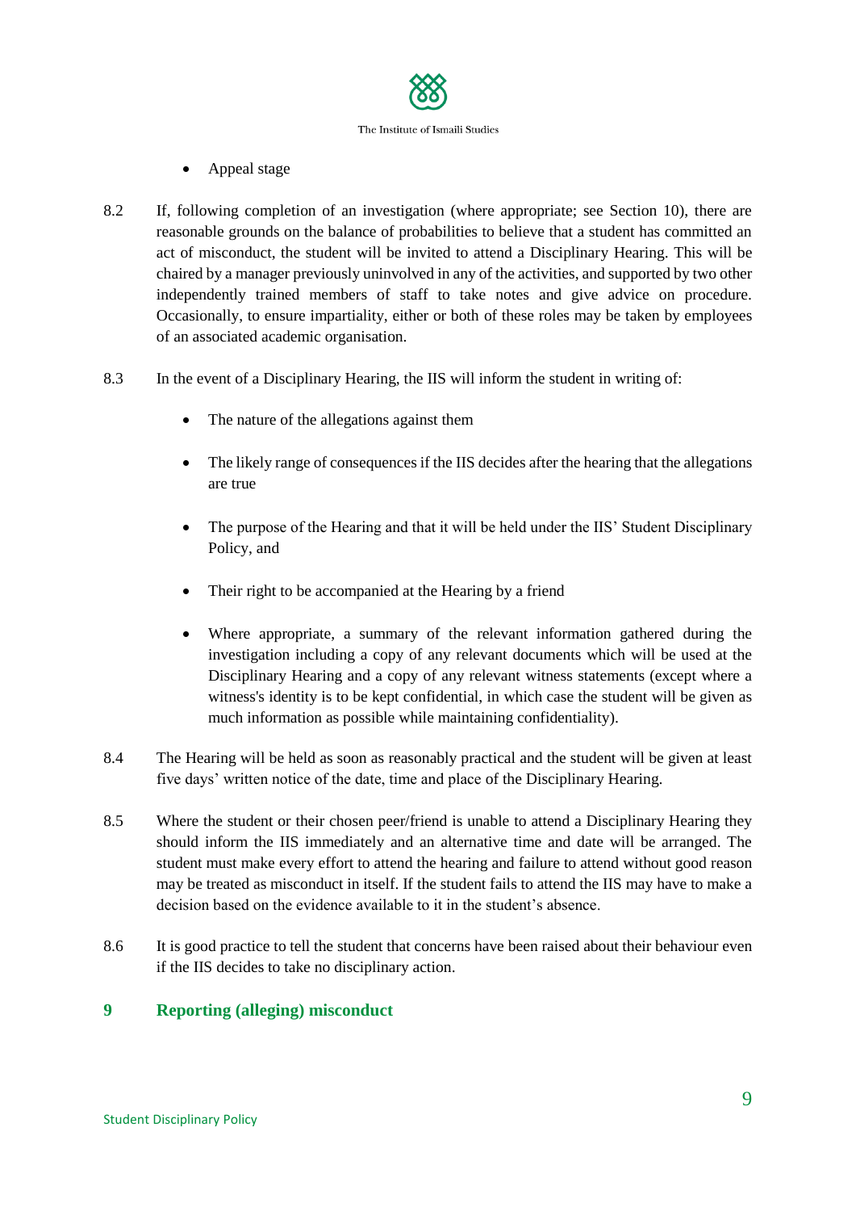- Appeal stage

8.2 If, following completion of an investigation (where appropriate; see Section 10), there are reasonable grounds on the balance of probabilities to believe that a student has committed an act of misconduct, the student will be invited to attend a Disciplinary Hearing. This will be chaired by a manager previously uninvolved in any of the activities, and supported by two other independently trained members of staff to take notes and give advice on procedure. Occasionally, to ensure impartiality, either or both of these roles may be taken by employees of an associated academic organisation.

8.3 In the event of a Disciplinary Hearing, the IIS will inform the student in writing of:

- The nature of the allegations against them
- The likely range of consequences if the IIS decides after the hearing that the allegations are true
- The purpose of the Hearing and that it will be held under the IIS' Student Disciplinary Policy, and
- Their right to be accompanied at the Hearing by a friend
- Where appropriate, a summary of the relevant information gathered during the investigation including a copy of any relevant documents which will be used at the Disciplinary Hearing and a copy of any relevant witness statements (except where a witness's identity is to be kept confidential, in which case the student will be given as much information as possible while maintaining confidentiality).

8.4 The Hearing will be held as soon as reasonably practical and the student will be given at least five days' written notice of the date, time and place of the Disciplinary Hearing.

8.5 Where the student or their chosen peer/friend is unable to attend a Disciplinary Hearing they should inform the IIS immediately and an alternative time and date will be arranged. The student must make every effort to attend the hearing and failure to attend without good reason may be treated as misconduct in itself. If the student fails to attend the IIS may have to make a decision based on the evidence available to it in the student's absence.

8.6 It is good practice to tell the student that concerns have been raised about their behaviour even if the IIS decides to take no disciplinary action.

## 9 Reporting (alleging) misconduct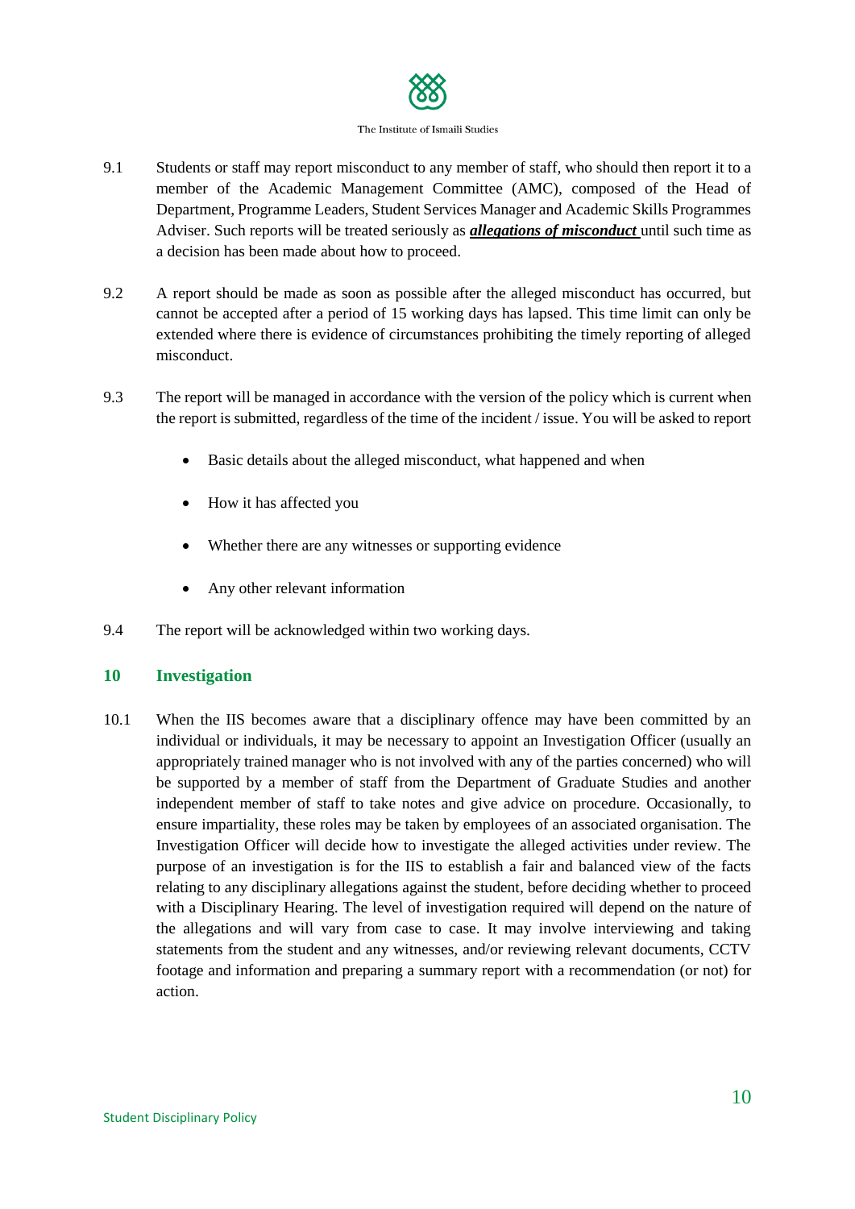9.1 Students or staff may report misconduct to any member of staff, who should then report it to a member of the Academic Management Committee (AMC), composed of the Head of Department, Programme Leaders, Student Services Manager and Academic Skills Programmes Adviser. Such reports will be treated seriously as ***allegations of misconduct*** until such time as a decision has been made about how to proceed.

9.2 A report should be made as soon as possible after the alleged misconduct has occurred, but cannot be accepted after a period of 15 working days has lapsed. This time limit can only be extended where there is evidence of circumstances prohibiting the timely reporting of alleged misconduct.

9.3 The report will be managed in accordance with the version of the policy which is current when the report is submitted, regardless of the time of the incident / issue. You will be asked to report

- Basic details about the alleged misconduct, what happened and when
- How it has affected you
- Whether there are any witnesses or supporting evidence
- Any other relevant information

9.4 The report will be acknowledged within two working days.

## 10 Investigation

10.1 When the IIS becomes aware that a disciplinary offence may have been committed by an individual or individuals, it may be necessary to appoint an Investigation Officer (usually an appropriately trained manager who is not involved with any of the parties concerned) who will be supported by a member of staff from the Department of Graduate Studies and another independent member of staff to take notes and give advice on procedure. Occasionally, to ensure impartiality, these roles may be taken by employees of an associated organisation. The Investigation Officer will decide how to investigate the alleged activities under review. The purpose of an investigation is for the IIS to establish a fair and balanced view of the facts relating to any disciplinary allegations against the student, before deciding whether to proceed with a Disciplinary Hearing. The level of investigation required will depend on the nature of the allegations and will vary from case to case. It may involve interviewing and taking statements from the student and any witnesses, and/or reviewing relevant documents, CCTV footage and information and preparing a summary report with a recommendation (or not) for action.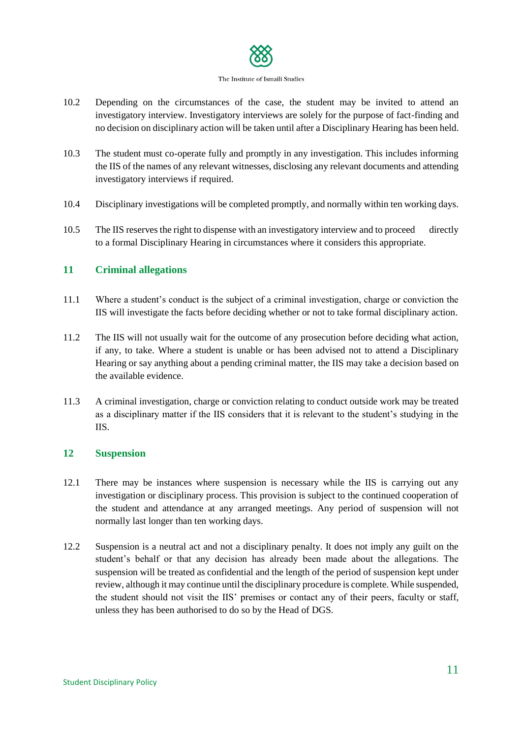10.2 Depending on the circumstances of the case, the student may be invited to attend an investigatory interview. Investigatory interviews are solely for the purpose of fact-finding and no decision on disciplinary action will be taken until after a Disciplinary Hearing has been held.

10.3 The student must co-operate fully and promptly in any investigation. This includes informing the IIS of the names of any relevant witnesses, disclosing any relevant documents and attending investigatory interviews if required.

10.4 Disciplinary investigations will be completed promptly, and normally within ten working days.

10.5 The IIS reserves the right to dispense with an investigatory interview and to proceed directly to a formal Disciplinary Hearing in circumstances where it considers this appropriate.

## 11 Criminal allegations

11.1 Where a student's conduct is the subject of a criminal investigation, charge or conviction the IIS will investigate the facts before deciding whether or not to take formal disciplinary action.

11.2 The IIS will not usually wait for the outcome of any prosecution before deciding what action, if any, to take. Where a student is unable or has been advised not to attend a Disciplinary Hearing or say anything about a pending criminal matter, the IIS may take a decision based on the available evidence.

11.3 A criminal investigation, charge or conviction relating to conduct outside work may be treated as a disciplinary matter if the IIS considers that it is relevant to the student's studying in the IIS.

## 12 Suspension

12.1 There may be instances where suspension is necessary while the IIS is carrying out any investigation or disciplinary process. This provision is subject to the continued cooperation of the student and attendance at any arranged meetings. Any period of suspension will not normally last longer than ten working days.

12.2 Suspension is a neutral act and not a disciplinary penalty. It does not imply any guilt on the student's behalf or that any decision has already been made about the allegations. The suspension will be treated as confidential and the length of the period of suspension kept under review, although it may continue until the disciplinary procedure is complete. While suspended, the student should not visit the IIS' premises or contact any of their peers, faculty or staff, unless they has been authorised to do so by the Head of DGS.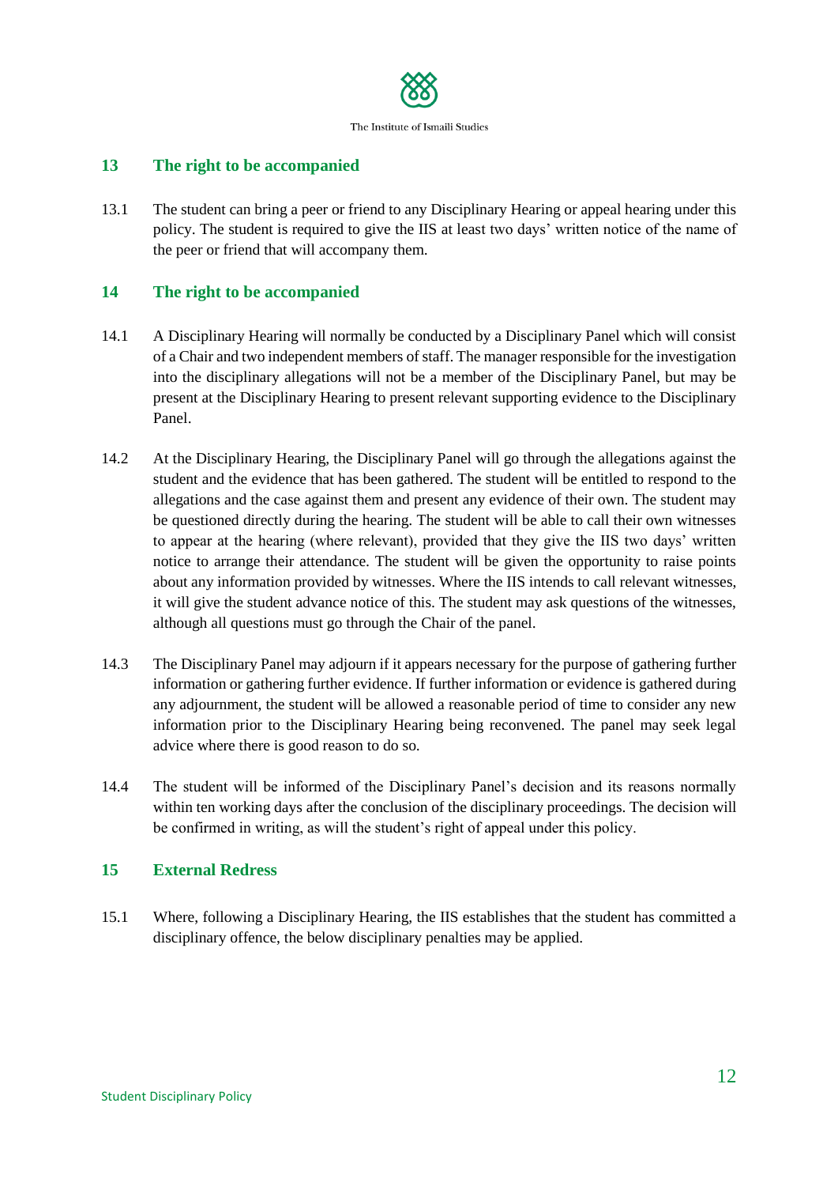## 13 The right to be accompanied

13.1 The student can bring a peer or friend to any Disciplinary Hearing or appeal hearing under this policy. The student is required to give the IIS at least two days' written notice of the name of the peer or friend that will accompany them.

## 14 The right to be accompanied

14.1 A Disciplinary Hearing will normally be conducted by a Disciplinary Panel which will consist of a Chair and two independent members of staff. The manager responsible for the investigation into the disciplinary allegations will not be a member of the Disciplinary Panel, but may be present at the Disciplinary Hearing to present relevant supporting evidence to the Disciplinary Panel.

14.2 At the Disciplinary Hearing, the Disciplinary Panel will go through the allegations against the student and the evidence that has been gathered. The student will be entitled to respond to the allegations and the case against them and present any evidence of their own. The student may be questioned directly during the hearing. The student will be able to call their own witnesses to appear at the hearing (where relevant), provided that they give the IIS two days' written notice to arrange their attendance. The student will be given the opportunity to raise points about any information provided by witnesses. Where the IIS intends to call relevant witnesses, it will give the student advance notice of this. The student may ask questions of the witnesses, although all questions must go through the Chair of the panel.

14.3 The Disciplinary Panel may adjourn if it appears necessary for the purpose of gathering further information or gathering further evidence. If further information or evidence is gathered during any adjournment, the student will be allowed a reasonable period of time to consider any new information prior to the Disciplinary Hearing being reconvened. The panel may seek legal advice where there is good reason to do so.

14.4 The student will be informed of the Disciplinary Panel's decision and its reasons normally within ten working days after the conclusion of the disciplinary proceedings. The decision will be confirmed in writing, as will the student's right of appeal under this policy.

## 15 External Redress

15.1 Where, following a Disciplinary Hearing, the IIS establishes that the student has committed a disciplinary offence, the below disciplinary penalties may be applied.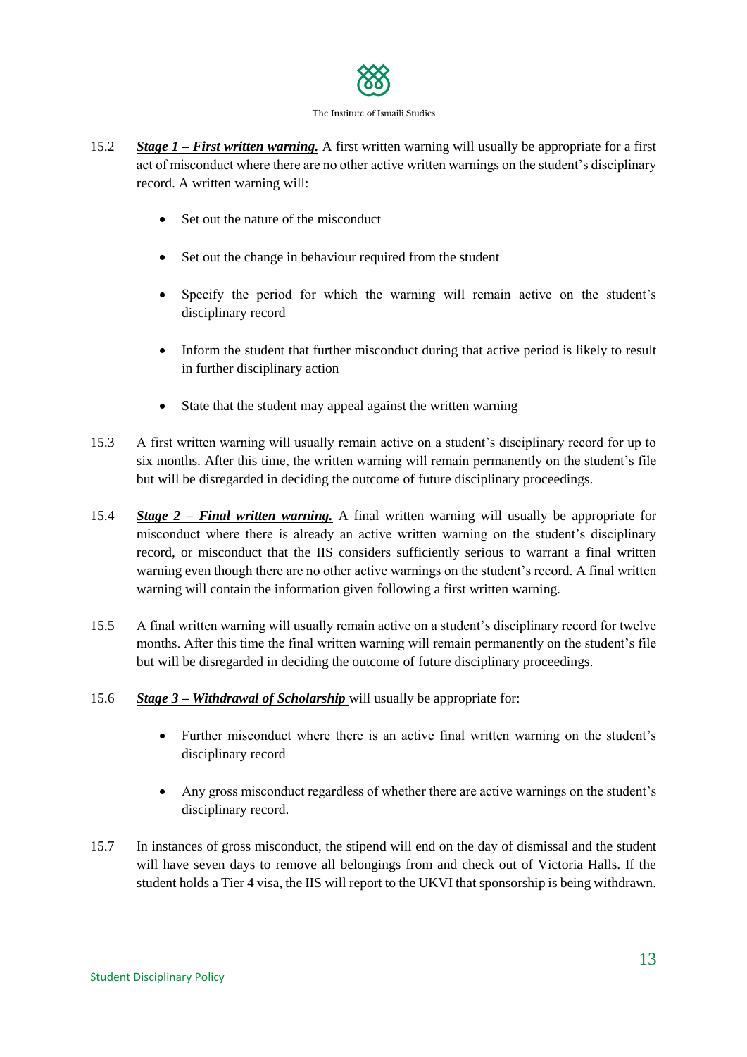15.2 ***Stage 1 – First written warning.*** A first written warning will usually be appropriate for a first act of misconduct where there are no other active written warnings on the student's disciplinary record. A written warning will:

- Set out the nature of the misconduct
- Set out the change in behaviour required from the student
- Specify the period for which the warning will remain active on the student's disciplinary record
- Inform the student that further misconduct during that active period is likely to result in further disciplinary action
- State that the student may appeal against the written warning

15.3 A first written warning will usually remain active on a student's disciplinary record for up to six months. After this time, the written warning will remain permanently on the student's file but will be disregarded in deciding the outcome of future disciplinary proceedings.

15.4 ***Stage 2 – Final written warning.*** A final written warning will usually be appropriate for misconduct where there is already an active written warning on the student's disciplinary record, or misconduct that the IIS considers sufficiently serious to warrant a final written warning even though there are no other active warnings on the student's record. A final written warning will contain the information given following a first written warning.

15.5 A final written warning will usually remain active on a student's disciplinary record for twelve months. After this time the final written warning will remain permanently on the student's file but will be disregarded in deciding the outcome of future disciplinary proceedings.

15.6 ***Stage 3 – Withdrawal of Scholarship*** will usually be appropriate for:

- Further misconduct where there is an active final written warning on the student's disciplinary record
- Any gross misconduct regardless of whether there are active warnings on the student's disciplinary record.

15.7 In instances of gross misconduct, the stipend will end on the day of dismissal and the student will have seven days to remove all belongings from and check out of Victoria Halls. If the student holds a Tier 4 visa, the IIS will report to the UKVI that sponsorship is being withdrawn.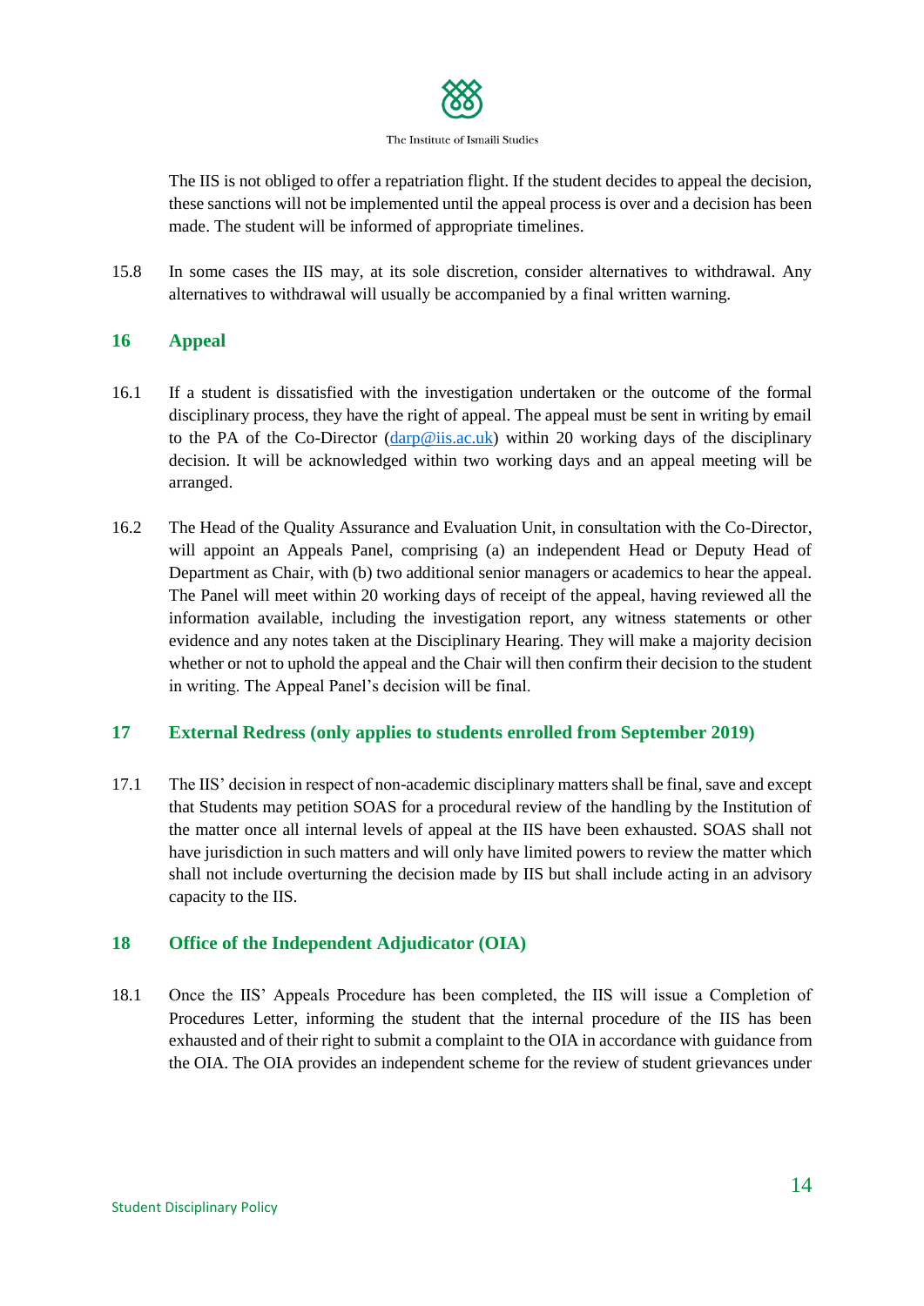The IIS is not obliged to offer a repatriation flight. If the student decides to appeal the decision, these sanctions will not be implemented until the appeal process is over and a decision has been made. The student will be informed of appropriate timelines.

15.8 In some cases the IIS may, at its sole discretion, consider alternatives to withdrawal. Any alternatives to withdrawal will usually be accompanied by a final written warning.

## 16 Appeal

16.1 If a student is dissatisfied with the investigation undertaken or the outcome of the formal disciplinary process, they have the right of appeal. The appeal must be sent in writing by email to the PA of the Co-Director (darp@iis.ac.uk) within 20 working days of the disciplinary decision. It will be acknowledged within two working days and an appeal meeting will be arranged.

16.2 The Head of the Quality Assurance and Evaluation Unit, in consultation with the Co-Director, will appoint an Appeals Panel, comprising (a) an independent Head or Deputy Head of Department as Chair, with (b) two additional senior managers or academics to hear the appeal. The Panel will meet within 20 working days of receipt of the appeal, having reviewed all the information available, including the investigation report, any witness statements or other evidence and any notes taken at the Disciplinary Hearing. They will make a majority decision whether or not to uphold the appeal and the Chair will then confirm their decision to the student in writing. The Appeal Panel's decision will be final.

## 17 External Redress (only applies to students enrolled from September 2019)

17.1 The IIS' decision in respect of non-academic disciplinary matters shall be final, save and except that Students may petition SOAS for a procedural review of the handling by the Institution of the matter once all internal levels of appeal at the IIS have been exhausted. SOAS shall not have jurisdiction in such matters and will only have limited powers to review the matter which shall not include overturning the decision made by IIS but shall include acting in an advisory capacity to the IIS.

## 18 Office of the Independent Adjudicator (OIA)

18.1 Once the IIS' Appeals Procedure has been completed, the IIS will issue a Completion of Procedures Letter, informing the student that the internal procedure of the IIS has been exhausted and of their right to submit a complaint to the OIA in accordance with guidance from the OIA. The OIA provides an independent scheme for the review of student grievances under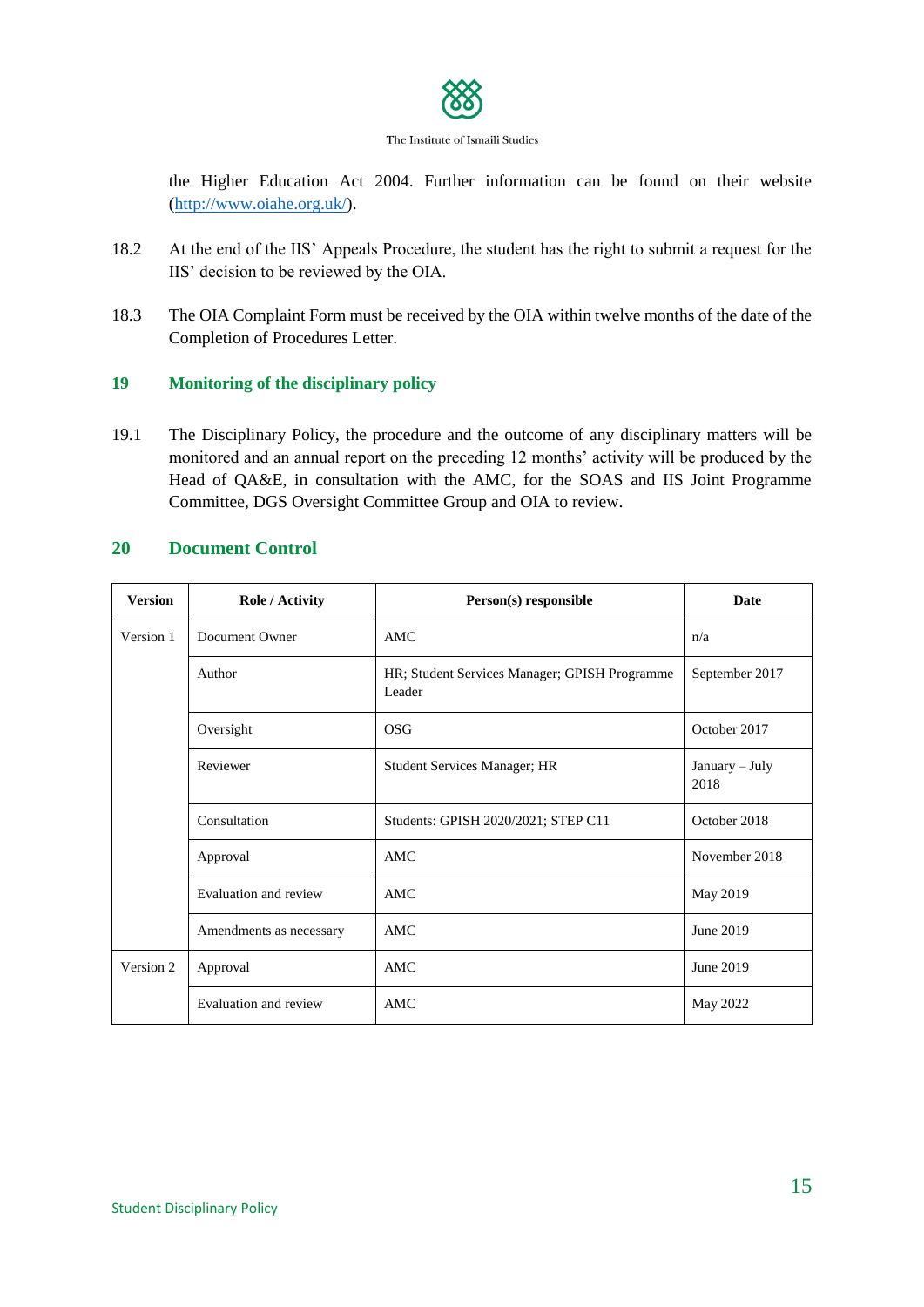the Higher Education Act 2004. Further information can be found on their website (http://www.oiahe.org.uk/).

18.2 At the end of the IIS' Appeals Procedure, the student has the right to submit a request for the IIS' decision to be reviewed by the OIA.

18.3 The OIA Complaint Form must be received by the OIA within twelve months of the date of the Completion of Procedures Letter.

## 19 Monitoring of the disciplinary policy

19.1 The Disciplinary Policy, the procedure and the outcome of any disciplinary matters will be monitored and an annual report on the preceding 12 months' activity will be produced by the Head of QA&E, in consultation with the AMC, for the SOAS and IIS Joint Programme Committee, DGS Oversight Committee Group and OIA to review.

## 20 Document Control

| Version | Role / Activity | Person(s) responsible | Date |
|---|---|---|---|
| Version 1 | Document Owner | AMC | n/a |
| | Author | HR; Student Services Manager; GPISH Programme Leader | September 2017 |
| | Oversight | OSG | October 2017 |
| | Reviewer | Student Services Manager; HR | January – July 2018 |
| | Consultation | Students: GPISH 2020/2021; STEP C11 | October 2018 |
| | Approval | AMC | November 2018 |
| | Evaluation and review | AMC | May 2019 |
| | Amendments as necessary | AMC | June 2019 |
| Version 2 | Approval | AMC | June 2019 |
| | Evaluation and review | AMC | May 2022 |